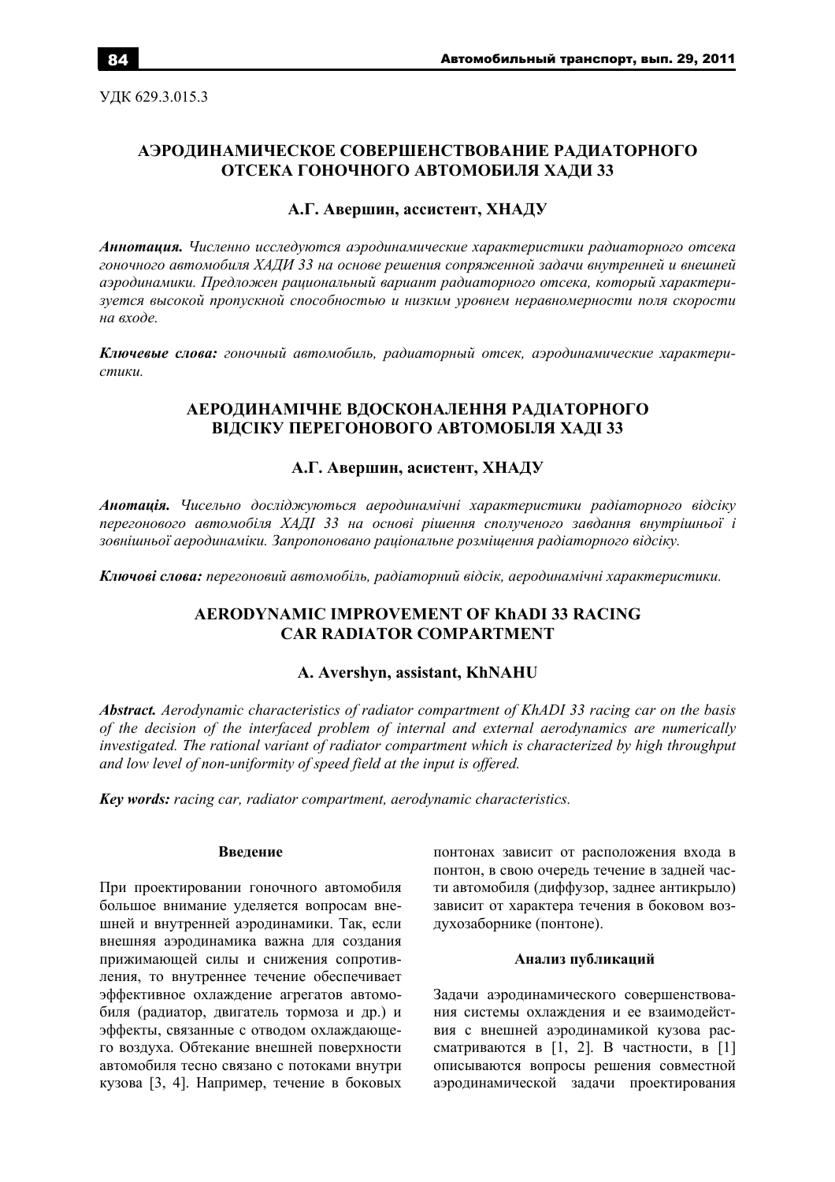УДК 629.3.015.3

# АЭРОДИНАМИЧЕСКОЕ СОВЕРШЕНСТВОВАНИЕ РАДИАТОРНОГО ОТСЕКА ГОНОЧНОГО АВТОМОБИЛЯ ХАДИ 33

**А.Г. Авершин, ассистент, ХНАДУ**

***Аннотация.*** *Численно исследуются аэродинамические характеристики радиаторного отсека гоночного автомобиля ХАДИ 33 на основе решения сопряженной задачи внутренней и внешней аэродинамики. Предложен рациональный вариант радиаторного отсека, который характеризуется высокой пропускной способностью и низким уровнем неравномерности поля скорости на входе.*

***Ключевые слова:*** *гоночный автомобиль, радиаторный отсек, аэродинамические характеристики.*

# АЕРОДИНАМІЧНЕ ВДОСКОНАЛЕННЯ РАДІАТОРНОГО ВІДСІКУ ПЕРЕГОНОВОГО АВТОМОБІЛЯ ХАДІ 33

**А.Г. Авершин, асистент, ХНАДУ**

***Анотація.*** *Чисельно досліджуються аеродинамічні характеристики радіаторного відсіку перегонового автомобіля ХАДІ 33 на основі рішення сполученого завдання внутрішньої і зовнішньої аеродинаміки. Запропоновано раціональне розміщення радіаторного відсіку.*

***Ключові слова:*** *перегоновий автомобіль, радіаторний відсік, аеродинамічні характеристики.*

# AERODYNAMIC IMPROVEMENT OF KhADI 33 RACING CAR RADIATOR COMPARTMENT

**A. Avershyn, assistant, KhNAHU**

***Abstract.*** *Aerodynamic characteristics of radiator compartment of KhADI 33 racing car on the basis of the decision of the interfaced problem of internal and external aerodynamics are numerically investigated. The rational variant of radiator compartment which is characterized by high throughput and low level of non-uniformity of speed field at the input is offered.*

***Key words:*** *racing car, radiator compartment, aerodynamic characteristics.*

## Введение

При проектировании гоночного автомобиля большое внимание уделяется вопросам внешней и внутренней аэродинамики. Так, если внешняя аэродинамика важна для создания прижимающей силы и снижения сопротивления, то внутреннее течение обеспечивает эффективное охлаждение агрегатов автомобиля (радиатор, двигатель тормоза и др.) и эффекты, связанные с отводом охлаждающего воздуха. Обтекание внешней поверхности автомобиля тесно связано с потоками внутри кузова [3, 4]. Например, течение в боковых понтонах зависит от расположения входа в понтон, в свою очередь течение в задней части автомобиля (диффузор, заднее антикрыло) зависит от характера течения в боковом воздухозаборнике (понтоне).

## Анализ публикаций

Задачи аэродинамического совершенствования системы охлаждения и ее взаимодействия с внешней аэродинамикой кузова рассматриваются в [1, 2]. В частности, в [1] описываются вопросы решения совместной аэродинамической задачи проектирования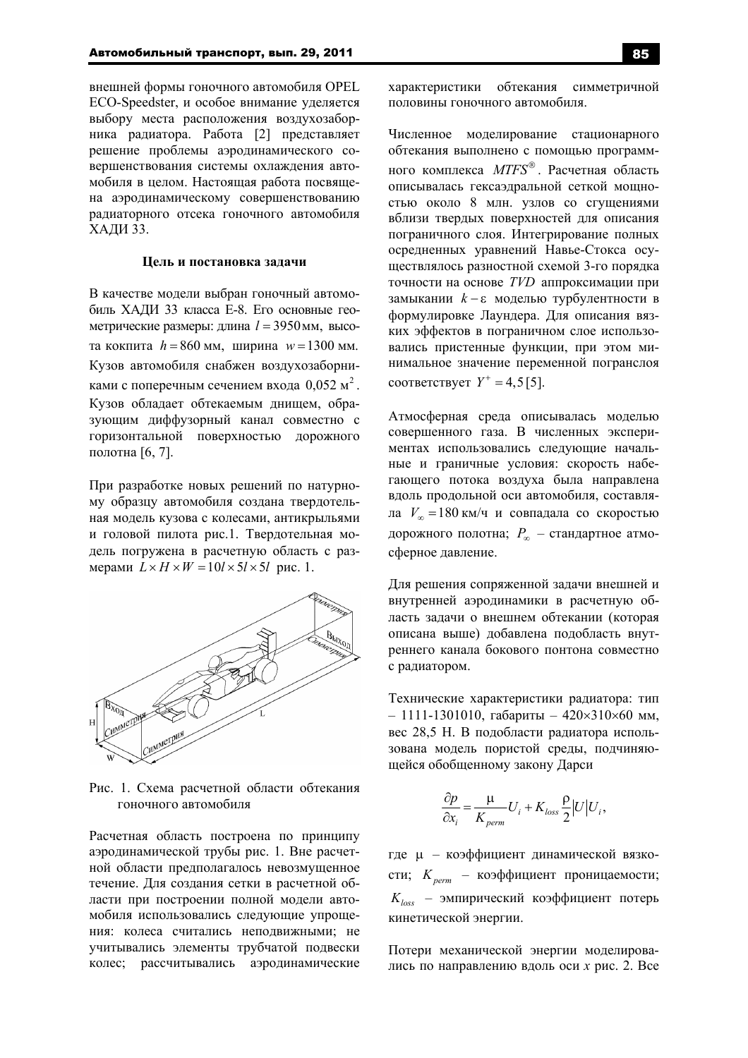внешней формы гоночного автомобиля OPEL ECO-Speedster, и особое внимание уделяется выбору места расположения воздухозаборника радиатора. Работа [2] представляет решение проблемы аэродинамического совершенствования системы охлаждения автомобиля в целом. Настоящая работа посвящена аэродинамическому совершенствованию радиаторного отсека гоночного автомобиля ХАДИ 33.

**Цель и постановка задачи**

В качестве модели выбран гоночный автомобиль ХАДИ 33 класса Е-8. Его основные геометрические размеры: длина $l = 3950$ мм, высота кокпита $h = 860$ мм, ширина $w = 1300$ мм. Кузов автомобиля снабжен воздухозаборниками с поперечным сечением входа $0,052$ м$^2$. Кузов обладает обтекаемым днищем, образующим диффузорный канал совместно с горизонтальной поверхностью дорожного полотна [6, 7].

При разработке новых решений по натурному образцу автомобиля создана твердотельная модель кузова с колесами, антикрыльями и головой пилота рис.1. Твердотельная модель погружена в расчетную область с размерами $L \times H \times W = 10l \times 5l \times 5l$ рис. 1.

Рис. 1. Схема расчетной области обтекания гоночного автомобиля

Расчетная область построена по принципу аэродинамической трубы рис. 1. Вне расчетной области предполагалось невозмущенное течение. Для создания сетки в расчетной области при построении полной модели автомобиля использовались следующие упрощения: колеса считались неподвижными; не учитывались элементы трубчатой подвески колес; рассчитывались аэродинамические характеристики обтекания симметричной половины гоночного автомобиля.

Численное моделирование стационарного обтекания выполнено с помощью программного комплекса *MTFS*®. Расчетная область описывалась гексаэдральной сеткой мощностью около 8 млн. узлов со сгущениями вблизи твердых поверхностей для описания пограничного слоя. Интегрирование полных осредненных уравнений Навье-Стокса осуществлялось разностной схемой 3-го порядка точности на основе *TVD* аппроксимации при замыкании $k-\varepsilon$ моделью турбулентности в формулировке Лаундера. Для описания вязких эффектов в пограничном слое использовались пристенные функции, при этом минимальное значение переменной погранслоя соответствует $Y^+ = 4,5$ [5].

Атмосферная среда описывалась моделью совершенного газа. В численных экспериментах использовались следующие начальные и граничные условия: скорость набегающего потока воздуха была направлена вдоль продольной оси автомобиля, составляла $V_\infty = 180$ км/ч и совпадала со скоростью дорожного полотна; $P_\infty$ – стандартное атмосферное давление.

Для решения сопряженной задачи внешней и внутренней аэродинамики в расчетную область задачи о внешнем обтекании (которая описана выше) добавлена подобласть внутреннего канала бокового понтона совместно с радиатором.

Технические характеристики радиатора: тип – 1111-1301010, габариты – 420×310×60 мм, вес 28,5 Н. В подобласти радиатора использована модель пористой среды, подчиняющейся обобщенному закону Дарси

$$\frac{\partial p}{\partial x_i} = \frac{\mu}{K_{perm}} U_i + K_{loss} \frac{\rho}{2} |U| U_i,$$

где $\mu$ – коэффициент динамической вязкости; $K_{perm}$ – коэффициент проницаемости; $K_{loss}$ – эмпирический коэффициент потерь кинетической энергии.

Потери механической энергии моделировались по направлению вдоль оси $x$ рис. 2. Все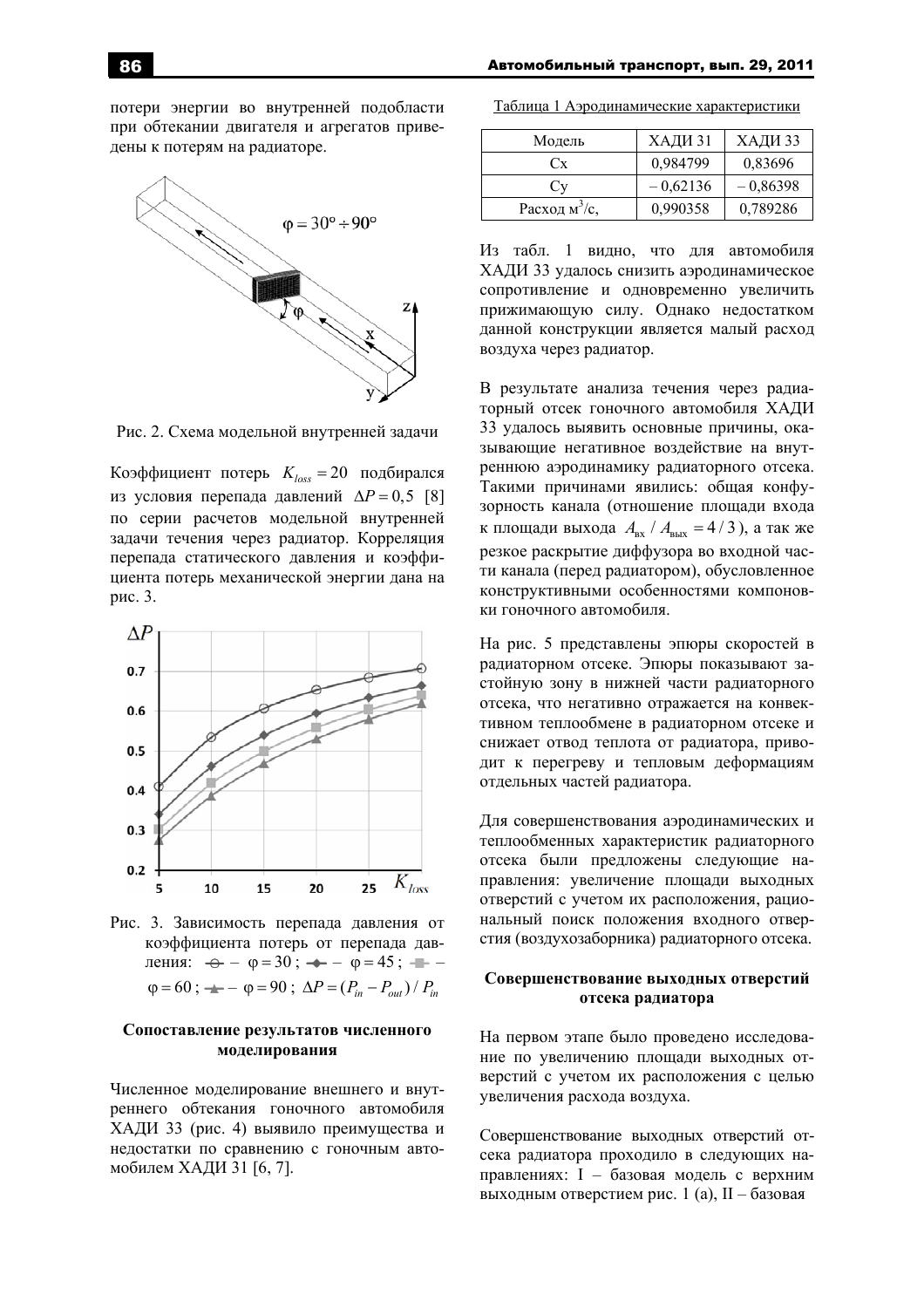потери энергии во внутренней подобласти при обтекании двигателя и агрегатов приведены к потерям на радиаторе.

Рис. 2. Схема модельной внутренней задачи

Коэффициент потерь $K_{loss} = 20$ подбирался из условия перепада давлений $\Delta P = 0,5$ [8] по серии расчетов модельной внутренней задачи течения через радиатор. Корреляция перепада статического давления и коэффициента потерь механической энергии дана на рис. 3.

Рис. 3. Зависимость перепада давления от коэффициента потерь от перепада давления: ○ – $\varphi = 30$; ◆ – $\varphi = 45$; ■ – $\varphi = 60$; ▲ – $\varphi = 90$; $\Delta P = (P_{in} - P_{out}) / P_{in}$

### Сопоставление результатов численного моделирования

Численное моделирование внешнего и внутреннего обтекания гоночного автомобиля ХАДИ 33 (рис. 4) выявило преимущества и недостатки по сравнению с гоночным автомобилем ХАДИ 31 [6, 7].

Таблица 1 Аэродинамические характеристики

| Модель | ХАДИ 31 | ХАДИ 33 |
|---|---|---|
| Cx | 0,984799 | 0,83696 |
| Cy | – 0,62136 | – 0,86398 |
| Расход м$^3$/с, | 0,990358 | 0,789286 |

Из табл. 1 видно, что для автомобиля ХАДИ 33 удалось снизить аэродинамическое сопротивление и одновременно увеличить прижимающую силу. Однако недостатком данной конструкции является малый расход воздуха через радиатор.

В результате анализа течения через радиаторный отсек гоночного автомобиля ХАДИ 33 удалось выявить основные причины, оказывающие негативное воздействие на внутреннюю аэродинамику радиаторного отсека. Такими причинами явились: общая конфузорность канала (отношение площади входа к площади выхода $A_{вх} / A_{вых} = 4/3$), а так же резкое раскрытие диффузора во входной части канала (перед радиатором), обусловленное конструктивными особенностями компоновки гоночного автомобиля.

На рис. 5 представлены эпюры скоростей в радиаторном отсеке. Эпюры показывают застойную зону в нижней части радиаторного отсека, что негативно отражается на конвективном теплообмене в радиаторном отсеке и снижает отвод теплота от радиатора, приводит к перегреву и тепловым деформациям отдельных частей радиатора.

Для совершенствования аэродинамических и теплообменных характеристик радиаторного отсека были предложены следующие направления: увеличение площади выходных отверстий с учетом их расположения, рациональный поиск положения входного отверстия (воздухозаборника) радиаторного отсека.

### Совершенствование выходных отверстий отсека радиатора

На первом этапе было проведено исследование по увеличению площади выходных отверстий с учетом их расположения с целью увеличения расхода воздуха.

Совершенствование выходных отверстий отсека радиатора проходило в следующих направлениях: I – базовая модель с верхним выходным отверстием рис. 1 (а), II – базовая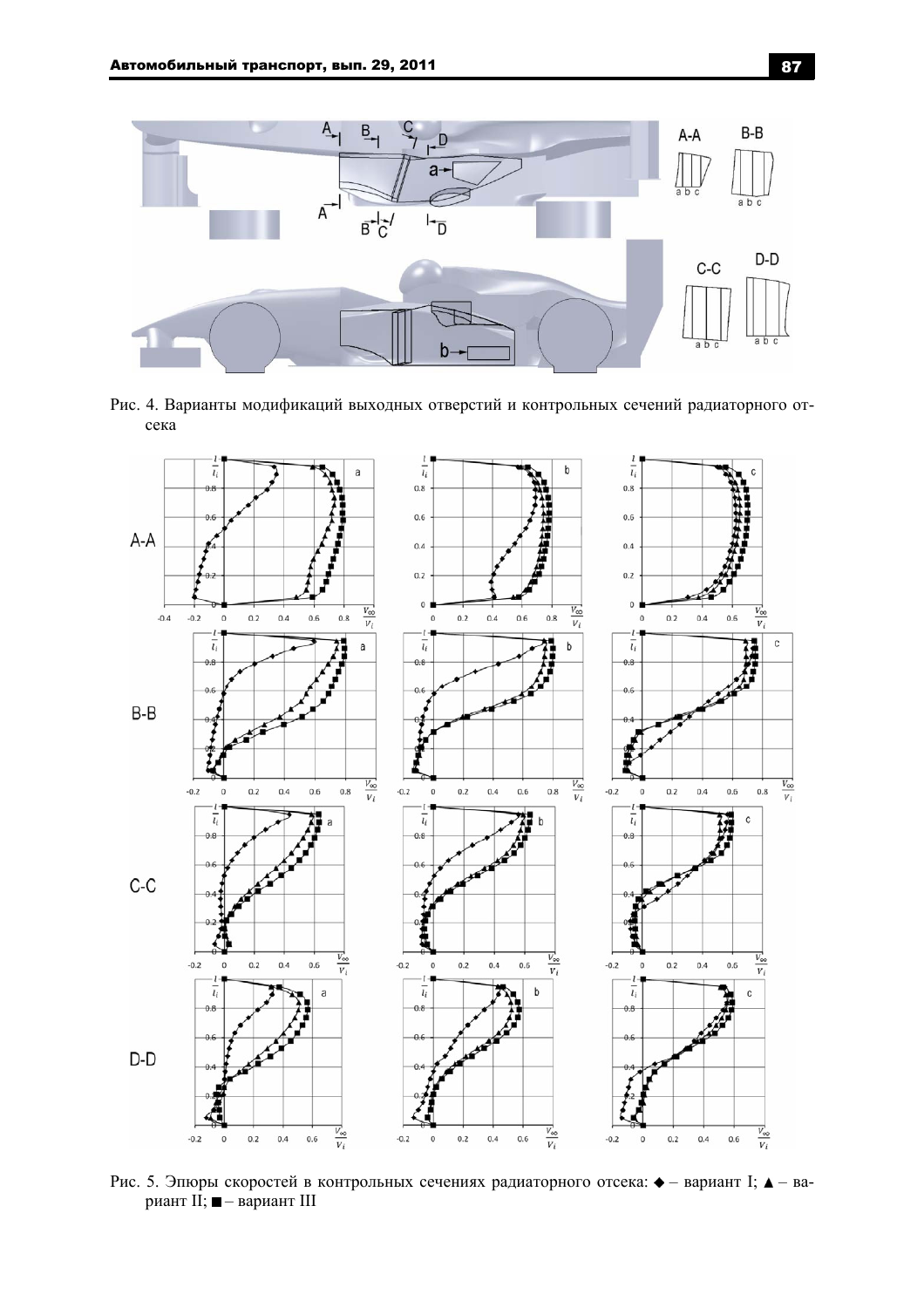Рис. 4. Варианты модификаций выходных отверстий и контрольных сечений радиаторного отсека

Рис. 5. Эпюры скоростей в контрольных сечениях радиаторного отсека: ◆ – вариант I; ▲ – вариант II; ■ – вариант III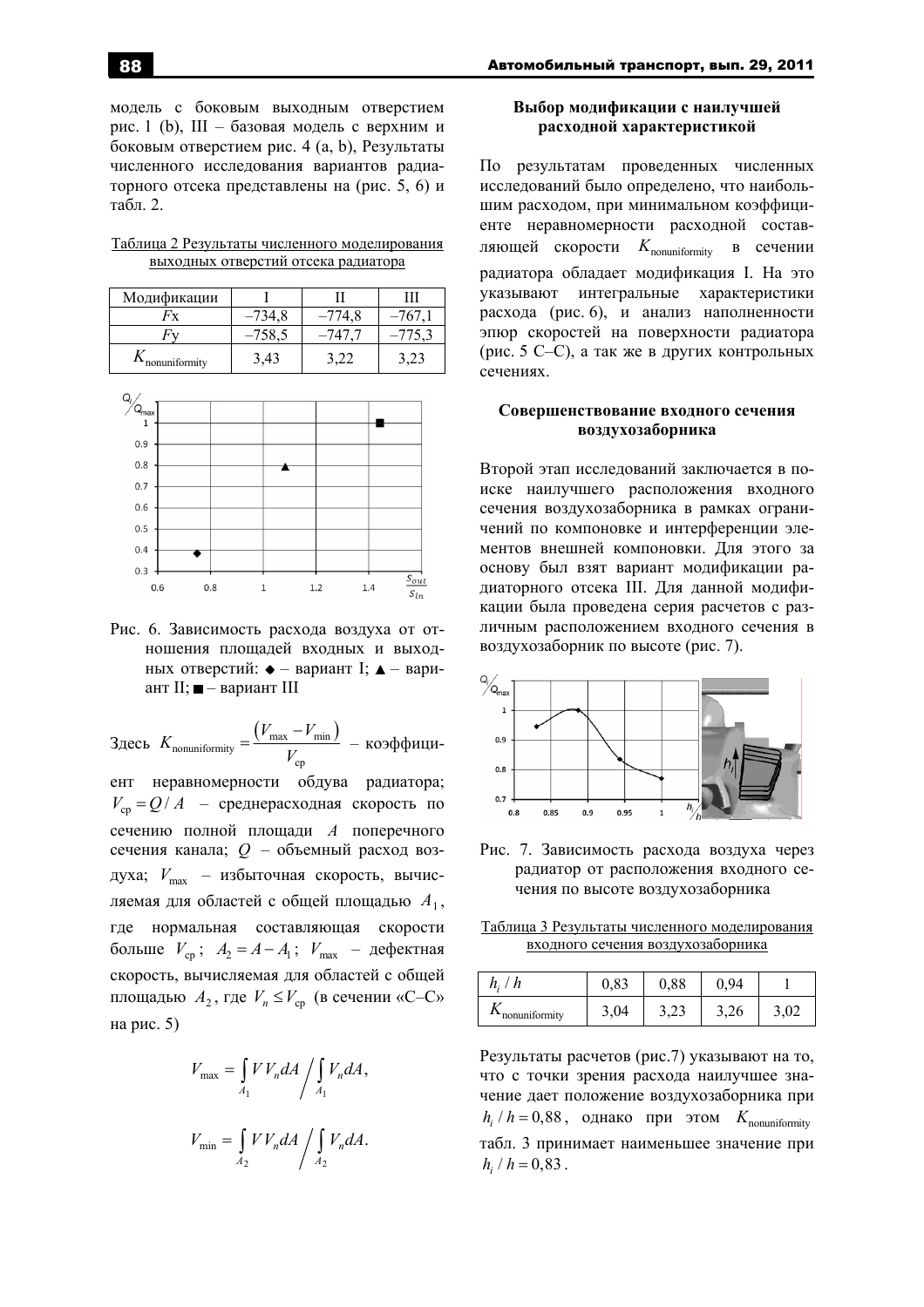модель с боковым выходным отверстием рис. 1 (b), III – базовая модель с верхним и боковым отверстием рис. 4 (a, b), Результаты численного исследования вариантов радиаторного отсека представлены на (рис. 5, 6) и табл. 2.

Таблица 2 Результаты численного моделирования выходных отверстий отсека радиатора

| Модификации | I | II | III |
|---|---|---|---|
| $F$x | –734,8 | –774,8 | –767,1 |
| $F$y | –758,5 | –747,7 | –775,3 |
| $K_{\text{nonuniformity}}$ | 3,43 | 3,22 | 3,23 |

Рис. 6. Зависимость расхода воздуха от отношения площадей входных и выходных отверстий: ◆ – вариант I; ▲ – вариант II; ■ – вариант III

Здесь $K_{\text{nonuniformity}} = \dfrac{(V_{\max} - V_{\min})}{V_{\text{ср}}}$ – коэффициент неравномерности обдува радиатора; $V_{\text{ср}} = Q / A$ – среднерасходная скорость по сечению полной площади $A$ поперечного сечения канала; $Q$ – объемный расход воздуха; $V_{\max}$ – избыточная скорость, вычисляемая для областей с общей площадью $A_1$, где нормальная составляющая скорости больше $V_{\text{ср}}$; $A_2 = A - A_1$; $V_{\max}$ – дефектная скорость, вычисляемая для областей с общей площадью $A_2$, где $V_n \le V_{\text{ср}}$ (в сечении «C–C» на рис. 5)

$$V_{\max} = \int\limits_{A_1} V V_n dA \Bigg/ \int\limits_{A_1} V_n dA,$$

$$V_{\min} = \int\limits_{A_2} V V_n dA \Bigg/ \int\limits_{A_2} V_n dA.$$

## Выбор модификации с наилучшей расходной характеристикой

По результатам проведенных численных исследований было определено, что наибольшим расходом, при минимальном коэффициенте неравномерности расходной составляющей скорости $K_{\text{nonuniformity}}$ в сечении радиатора обладает модификация I. На это указывают интегральные характеристики расхода (рис. 6), и анализ наполненности эпюр скоростей на поверхности радиатора (рис. 5 C–C), а так же в других контрольных сечениях.

## Совершенствование входного сечения воздухозаборника

Второй этап исследований заключается в поиске наилучшего расположения входного сечения воздухозаборника в рамках ограничений по компоновке и интерференции элементов внешней компоновки. Для этого за основу был взят вариант модификации радиаторного отсека III. Для данной модификации была проведена серия расчетов с различным расположением входного сечения в воздухозаборник по высоте (рис. 7).

Рис. 7. Зависимость расхода воздуха через радиатор от расположения входного сечения по высоте воздухозаборника

Таблица 3 Результаты численного моделирования входного сечения воздухозаборника

| $h_i / h$ | 0,83 | 0,88 | 0,94 | 1 |
|---|---|---|---|---|
| $K_{\text{nonuniformity}}$ | 3,04 | 3,23 | 3,26 | 3,02 |

Результаты расчетов (рис.7) указывают на то, что с точки зрения расхода наилучшее значение дает положение воздухозаборника при $h_i / h = 0,88$, однако при этом $K_{\text{nonuniformity}}$ табл. 3 принимает наименьшее значение при $h_i / h = 0,83$.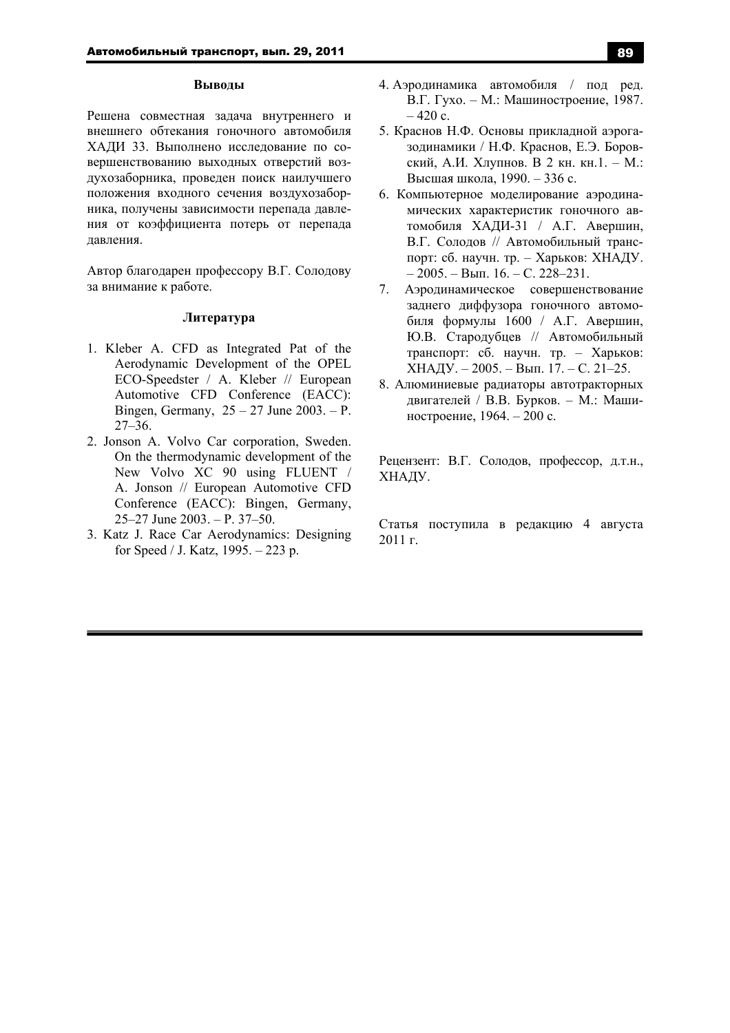## Выводы

Решена совместная задача внутреннего и внешнего обтекания гоночного автомобиля ХАДИ 33. Выполнено исследование по совершенствованию выходных отверстий воздухозаборника, проведен поиск наилучшего положения входного сечения воздухозаборника, получены зависимости перепада давления от коэффициента потерь от перепада давления.

Автор благодарен профессору В.Г. Солодову за внимание к работе.

## Литература

1. Kleber A. CFD as Integrated Pat of the Aerodynamic Development of the OPEL ECO-Speedster / A. Kleber // European Automotive CFD Conference (EACC): Bingen, Germany, 25 – 27 June 2003. – P. 27–36.
2. Jonson A. Volvo Car corporation, Sweden. On the thermodynamic development of the New Volvo XC 90 using FLUENT / A. Jonson // European Automotive CFD Conference (EACC): Bingen, Germany, 25–27 June 2003. – P. 37–50.
3. Katz J. Race Car Aerodynamics: Designing for Speed / J. Katz, 1995. – 223 p.
4. Аэродинамика автомобиля / под ред. В.Г. Гухо. – М.: Машиностроение, 1987. – 420 с.
5. Краснов Н.Ф. Основы прикладной аэрогазодинамики / Н.Ф. Краснов, Е.Э. Боровский, А.И. Хлупнов. В 2 кн. кн.1. – М.: Высшая школа, 1990. – 336 с.
6. Компьютерное моделирование аэродинамических характеристик гоночного автомобиля ХАДИ-31 / А.Г. Авершин, В.Г. Солодов // Автомобильный транспорт: сб. научн. тр. – Харьков: ХНАДУ. – 2005. – Вып. 16. – С. 228–231.
7. Аэродинамическое совершенствование заднего диффузора гоночного автомобиля формулы 1600 / А.Г. Авершин, Ю.В. Стародубцев // Автомобильный транспорт: сб. научн. тр. – Харьков: ХНАДУ. – 2005. – Вып. 17. – С. 21–25.
8. Алюминиевые радиаторы автотракторных двигателей / В.В. Бурков. – М.: Машиностроение, 1964. – 200 с.

Рецензент: В.Г. Солодов, профессор, д.т.н., ХНАДУ.

Статья поступила в редакцию 4 августа 2011 г.